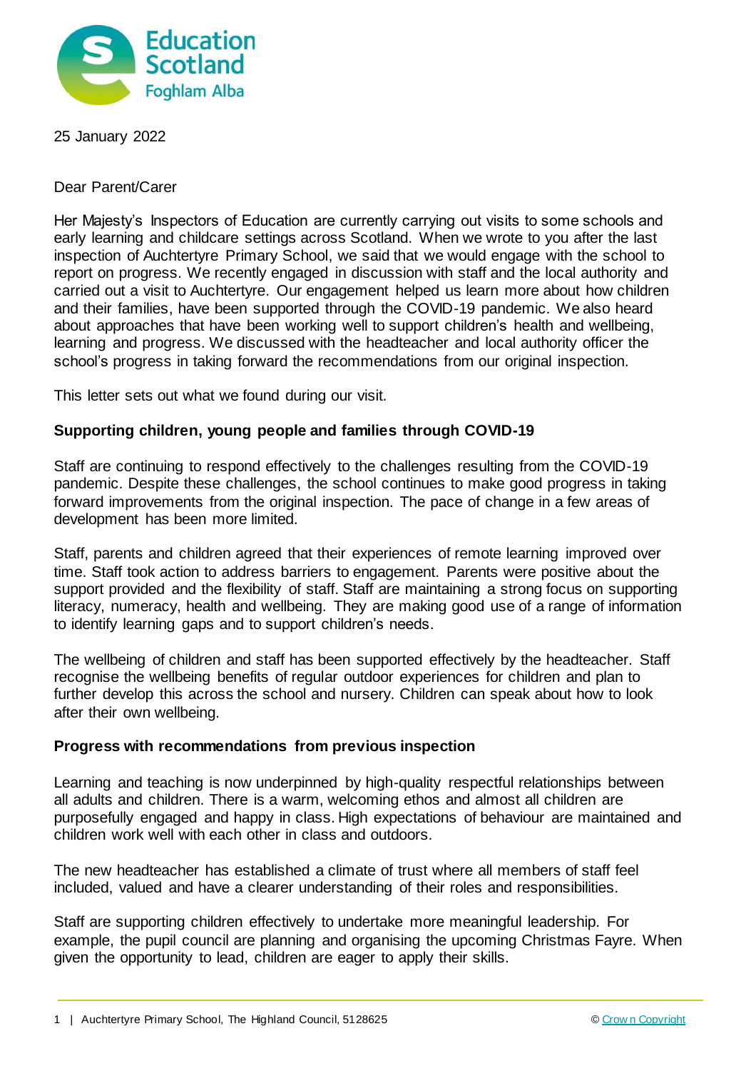25 January 2022

Dear Parent/Carer

Her Majesty's Inspectors of Education are currently carrying out visits to some schools and early learning and childcare settings across Scotland. When we wrote to you after the last inspection of Auchtertyre Primary School, we said that we would engage with the school to report on progress. We recently engaged in discussion with staff and the local authority and carried out a visit to Auchtertyre. Our engagement helped us learn more about how children and their families, have been supported through the COVID-19 pandemic. We also heard about approaches that have been working well to support children's health and wellbeing, learning and progress. We discussed with the headteacher and local authority officer the school's progress in taking forward the recommendations from our original inspection.

This letter sets out what we found during our visit.

**Supporting children, young people and families through COVID-19**

Staff are continuing to respond effectively to the challenges resulting from the COVID-19 pandemic. Despite these challenges, the school continues to make good progress in taking forward improvements from the original inspection. The pace of change in a few areas of development has been more limited.

Staff, parents and children agreed that their experiences of remote learning improved over time. Staff took action to address barriers to engagement. Parents were positive about the support provided and the flexibility of staff. Staff are maintaining a strong focus on supporting literacy, numeracy, health and wellbeing. They are making good use of a range of information to identify learning gaps and to support children's needs.

The wellbeing of children and staff has been supported effectively by the headteacher. Staff recognise the wellbeing benefits of regular outdoor experiences for children and plan to further develop this across the school and nursery. Children can speak about how to look after their own wellbeing.

**Progress with recommendations from previous inspection**

Learning and teaching is now underpinned by high-quality respectful relationships between all adults and children. There is a warm, welcoming ethos and almost all children are purposefully engaged and happy in class. High expectations of behaviour are maintained and children work well with each other in class and outdoors.

The new headteacher has established a climate of trust where all members of staff feel included, valued and have a clearer understanding of their roles and responsibilities.

Staff are supporting children effectively to undertake more meaningful leadership. For example, the pupil council are planning and organising the upcoming Christmas Fayre. When given the opportunity to lead, children are eager to apply their skills.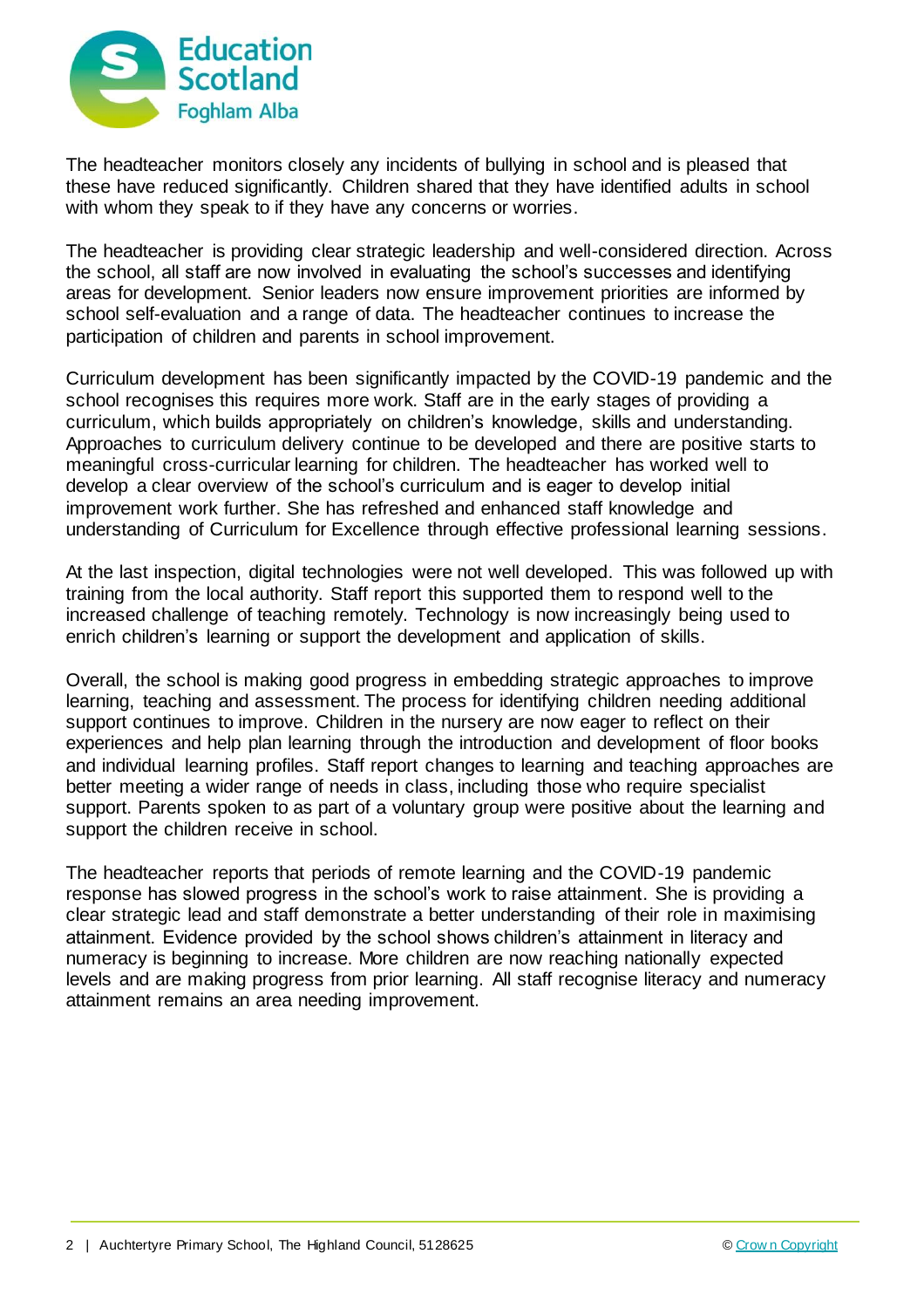The headteacher monitors closely any incidents of bullying in school and is pleased that these have reduced significantly. Children shared that they have identified adults in school with whom they speak to if they have any concerns or worries.

The headteacher is providing clear strategic leadership and well-considered direction. Across the school, all staff are now involved in evaluating the school's successes and identifying areas for development. Senior leaders now ensure improvement priorities are informed by school self-evaluation and a range of data. The headteacher continues to increase the participation of children and parents in school improvement.

Curriculum development has been significantly impacted by the COVID-19 pandemic and the school recognises this requires more work. Staff are in the early stages of providing a curriculum, which builds appropriately on children's knowledge, skills and understanding. Approaches to curriculum delivery continue to be developed and there are positive starts to meaningful cross-curricular learning for children. The headteacher has worked well to develop a clear overview of the school's curriculum and is eager to develop initial improvement work further. She has refreshed and enhanced staff knowledge and understanding of Curriculum for Excellence through effective professional learning sessions.

At the last inspection, digital technologies were not well developed. This was followed up with training from the local authority. Staff report this supported them to respond well to the increased challenge of teaching remotely. Technology is now increasingly being used to enrich children's learning or support the development and application of skills.

Overall, the school is making good progress in embedding strategic approaches to improve learning, teaching and assessment. The process for identifying children needing additional support continues to improve. Children in the nursery are now eager to reflect on their experiences and help plan learning through the introduction and development of floor books and individual learning profiles. Staff report changes to learning and teaching approaches are better meeting a wider range of needs in class, including those who require specialist support. Parents spoken to as part of a voluntary group were positive about the learning and support the children receive in school.

The headteacher reports that periods of remote learning and the COVID-19 pandemic response has slowed progress in the school's work to raise attainment. She is providing a clear strategic lead and staff demonstrate a better understanding of their role in maximising attainment. Evidence provided by the school shows children's attainment in literacy and numeracy is beginning to increase. More children are now reaching nationally expected levels and are making progress from prior learning. All staff recognise literacy and numeracy attainment remains an area needing improvement.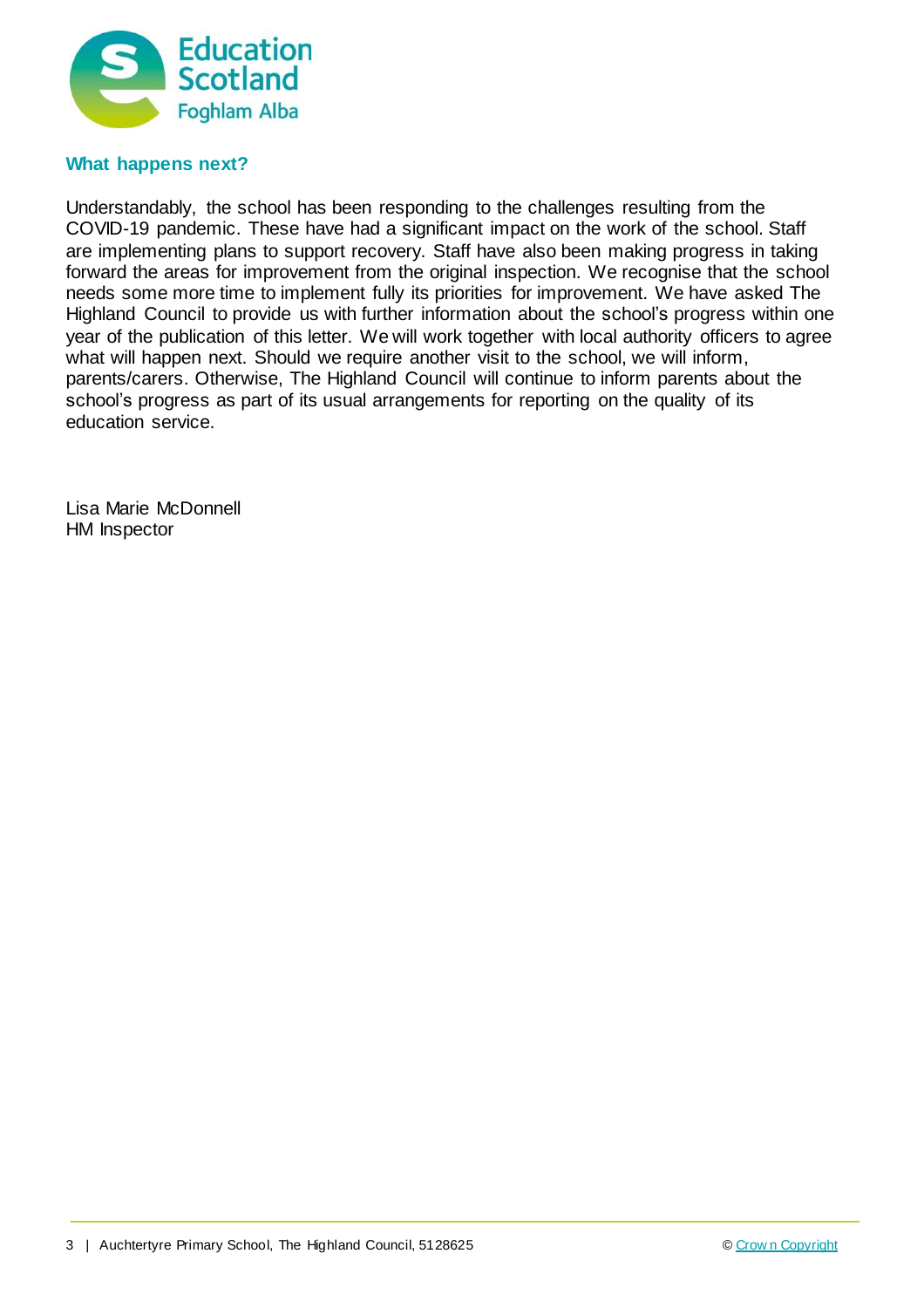## What happens next?

Understandably, the school has been responding to the challenges resulting from the COVID-19 pandemic. These have had a significant impact on the work of the school. Staff are implementing plans to support recovery. Staff have also been making progress in taking forward the areas for improvement from the original inspection. We recognise that the school needs some more time to implement fully its priorities for improvement. We have asked The Highland Council to provide us with further information about the school's progress within one year of the publication of this letter. We will work together with local authority officers to agree what will happen next. Should we require another visit to the school, we will inform, parents/carers. Otherwise, The Highland Council will continue to inform parents about the school's progress as part of its usual arrangements for reporting on the quality of its education service.

Lisa Marie McDonnell
HM Inspector